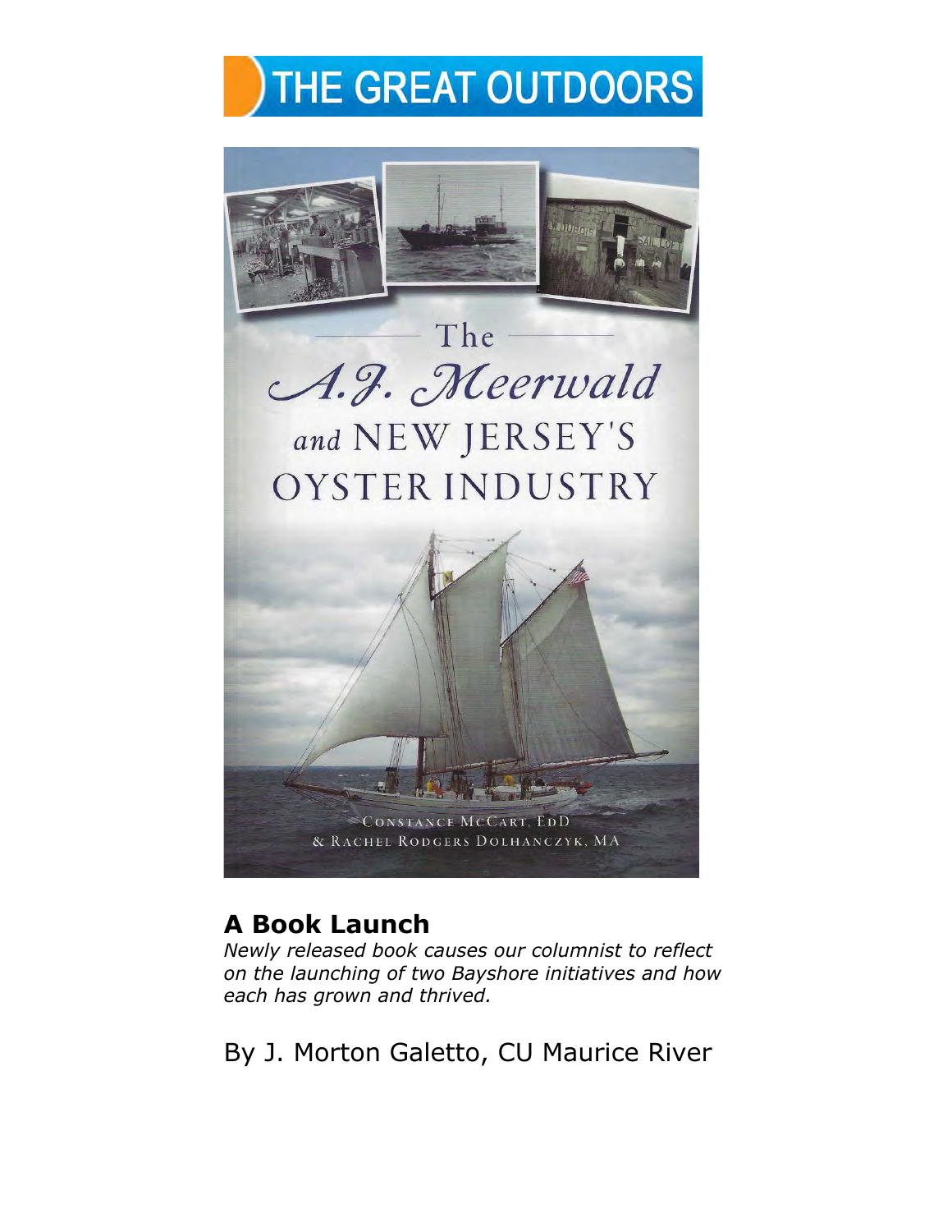# THE GREAT OUTDOORS

The *A.J. Meerwald* and NEW JERSEY'S OYSTER INDUSTRY

CONSTANCE MCCART, EDD
& RACHEL RODGERS DOLHANCZYK, MA

## A Book Launch

*Newly released book causes our columnist to reflect on the launching of two Bayshore initiatives and how each has grown and thrived.*

By J. Morton Galetto, CU Maurice River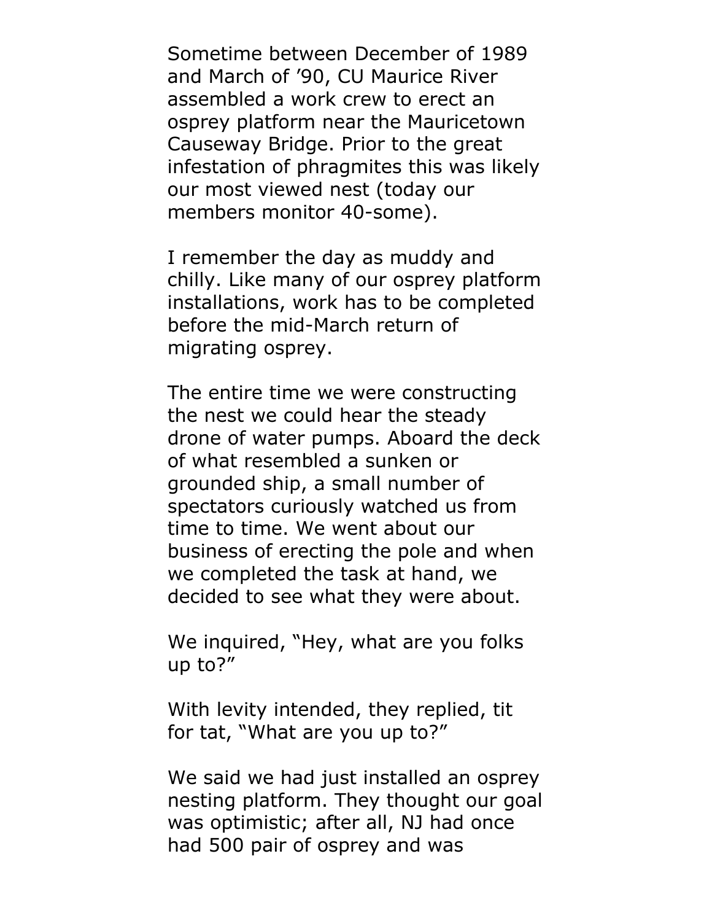Sometime between December of 1989 and March of ’90, CU Maurice River assembled a work crew to erect an osprey platform near the Mauricetown Causeway Bridge. Prior to the great infestation of phragmites this was likely our most viewed nest (today our members monitor 40-some).

I remember the day as muddy and chilly. Like many of our osprey platform installations, work has to be completed before the mid-March return of migrating osprey.

The entire time we were constructing the nest we could hear the steady drone of water pumps. Aboard the deck of what resembled a sunken or grounded ship, a small number of spectators curiously watched us from time to time. We went about our business of erecting the pole and when we completed the task at hand, we decided to see what they were about.

We inquired, “Hey, what are you folks up to?”

With levity intended, they replied, tit for tat, “What are you up to?”

We said we had just installed an osprey nesting platform. They thought our goal was optimistic; after all, NJ had once had 500 pair of osprey and was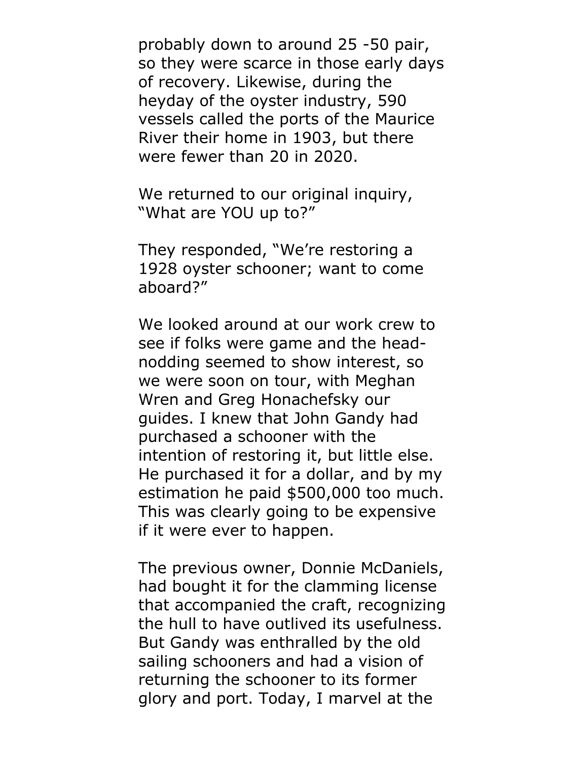probably down to around 25 -50 pair, so they were scarce in those early days of recovery. Likewise, during the heyday of the oyster industry, 590 vessels called the ports of the Maurice River their home in 1903, but there were fewer than 20 in 2020.

We returned to our original inquiry, "What are YOU up to?"

They responded, "We're restoring a 1928 oyster schooner; want to come aboard?"

We looked around at our work crew to see if folks were game and the head-nodding seemed to show interest, so we were soon on tour, with Meghan Wren and Greg Honachefsky our guides. I knew that John Gandy had purchased a schooner with the intention of restoring it, but little else. He purchased it for a dollar, and by my estimation he paid $500,000 too much. This was clearly going to be expensive if it were ever to happen.

The previous owner, Donnie McDaniels, had bought it for the clamming license that accompanied the craft, recognizing the hull to have outlived its usefulness. But Gandy was enthralled by the old sailing schooners and had a vision of returning the schooner to its former glory and port. Today, I marvel at the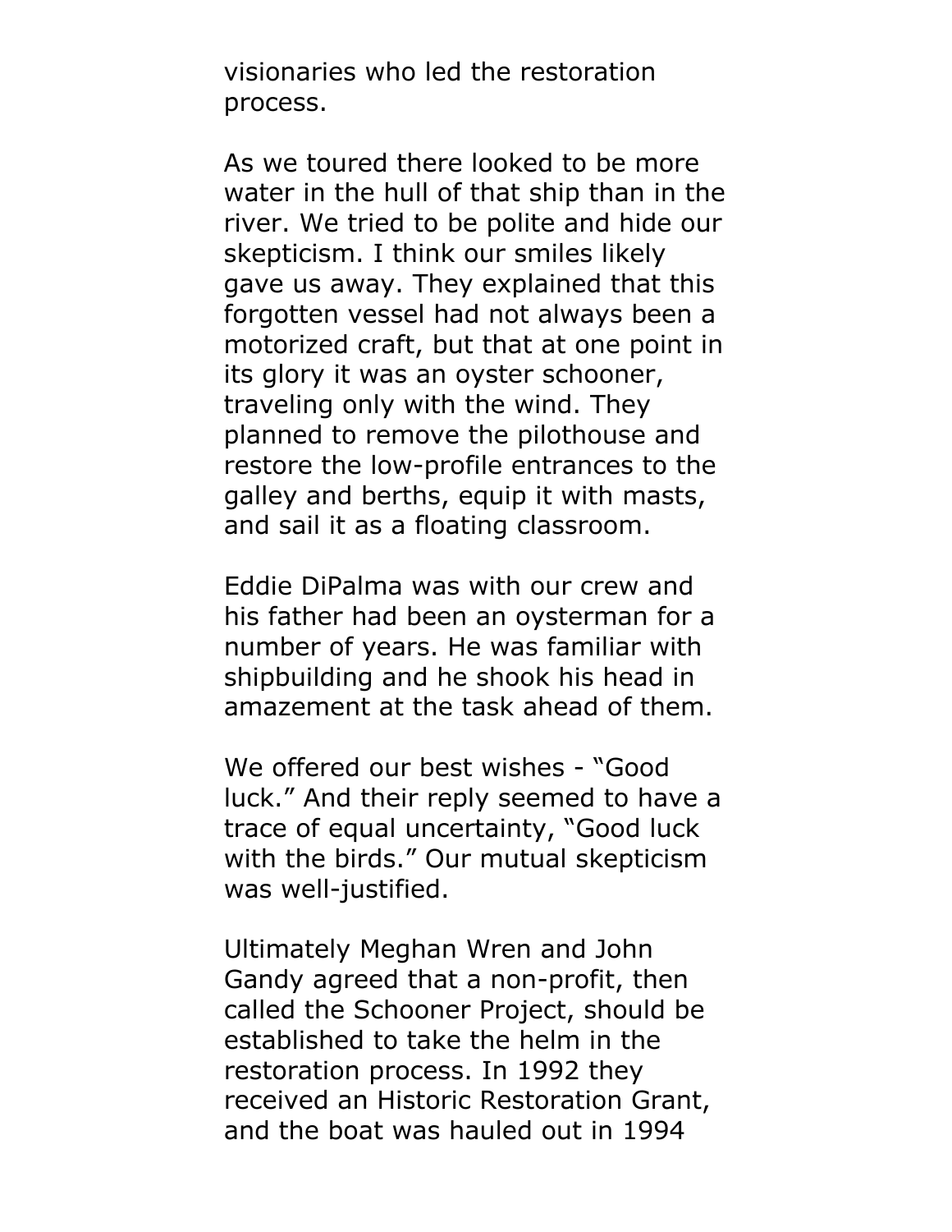visionaries who led the restoration process.

As we toured there looked to be more water in the hull of that ship than in the river. We tried to be polite and hide our skepticism. I think our smiles likely gave us away. They explained that this forgotten vessel had not always been a motorized craft, but that at one point in its glory it was an oyster schooner, traveling only with the wind. They planned to remove the pilothouse and restore the low-profile entrances to the galley and berths, equip it with masts, and sail it as a floating classroom.

Eddie DiPalma was with our crew and his father had been an oysterman for a number of years. He was familiar with shipbuilding and he shook his head in amazement at the task ahead of them.

We offered our best wishes - "Good luck." And their reply seemed to have a trace of equal uncertainty, "Good luck with the birds." Our mutual skepticism was well-justified.

Ultimately Meghan Wren and John Gandy agreed that a non-profit, then called the Schooner Project, should be established to take the helm in the restoration process. In 1992 they received an Historic Restoration Grant, and the boat was hauled out in 1994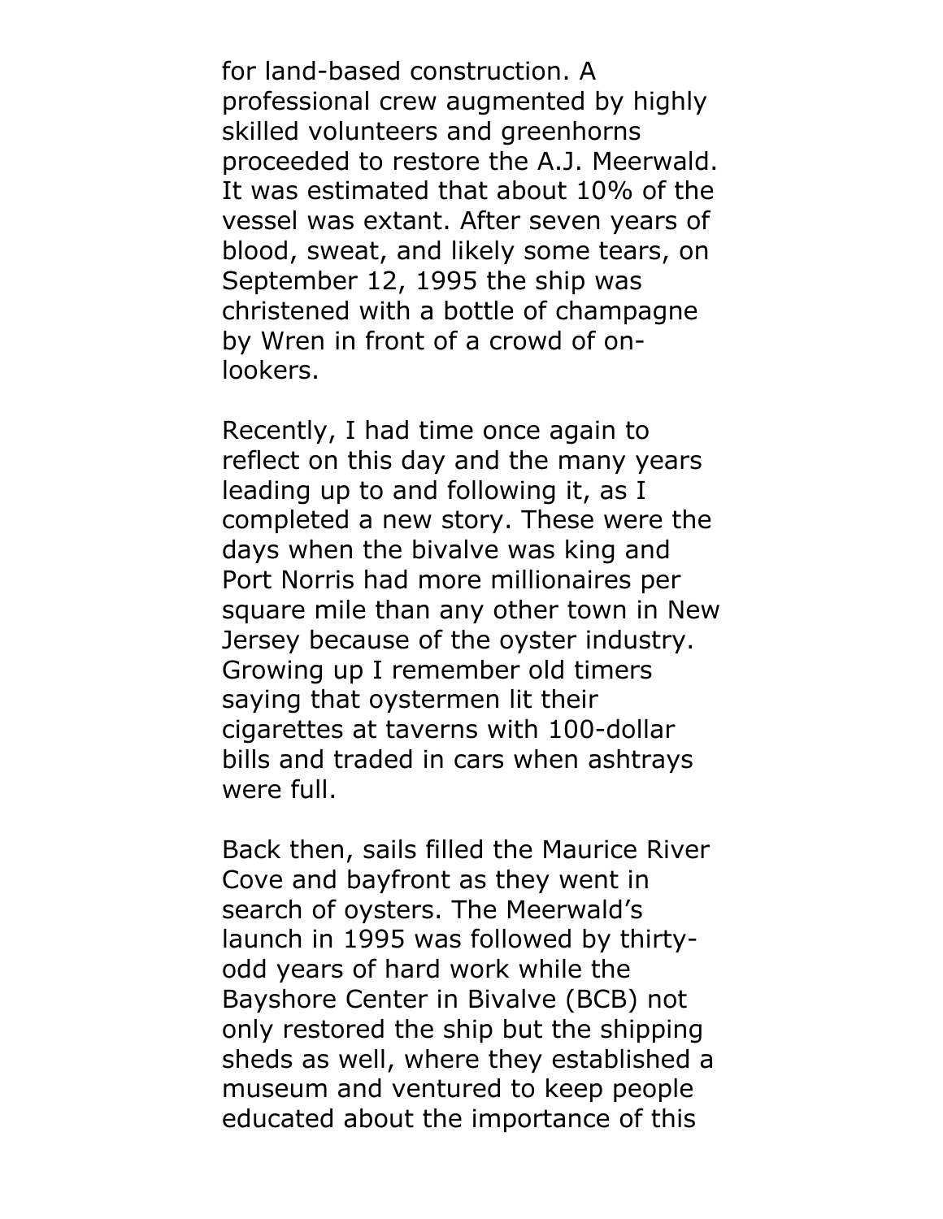for land-based construction. A professional crew augmented by highly skilled volunteers and greenhorns proceeded to restore the A.J. Meerwald. It was estimated that about 10% of the vessel was extant. After seven years of blood, sweat, and likely some tears, on September 12, 1995 the ship was christened with a bottle of champagne by Wren in front of a crowd of on-lookers.

Recently, I had time once again to reflect on this day and the many years leading up to and following it, as I completed a new story. These were the days when the bivalve was king and Port Norris had more millionaires per square mile than any other town in New Jersey because of the oyster industry. Growing up I remember old timers saying that oystermen lit their cigarettes at taverns with 100-dollar bills and traded in cars when ashtrays were full.

Back then, sails filled the Maurice River Cove and bayfront as they went in search of oysters. The Meerwald's launch in 1995 was followed by thirty-odd years of hard work while the Bayshore Center in Bivalve (BCB) not only restored the ship but the shipping sheds as well, where they established a museum and ventured to keep people educated about the importance of this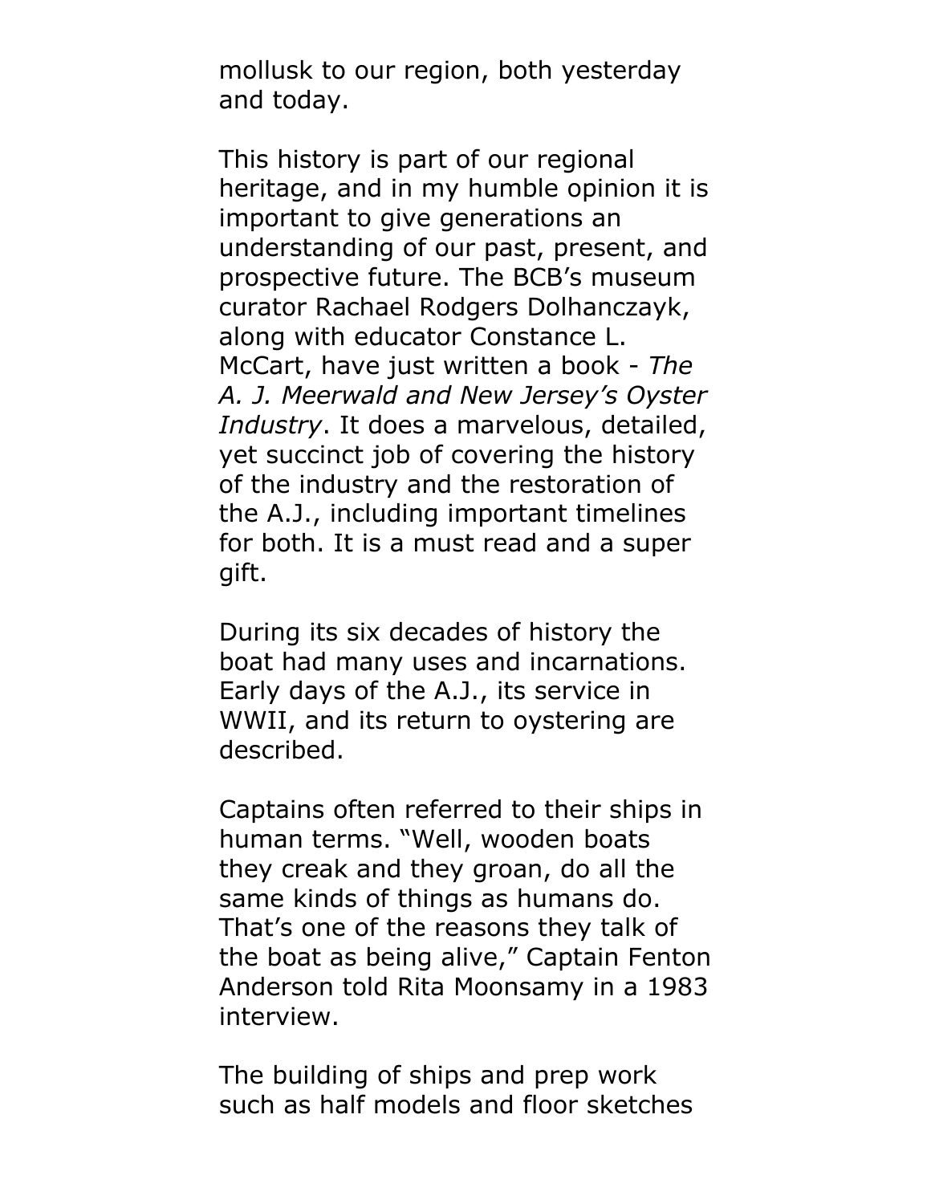mollusk to our region, both yesterday and today.

This history is part of our regional heritage, and in my humble opinion it is important to give generations an understanding of our past, present, and prospective future. The BCB's museum curator Rachael Rodgers Dolhanczayk, along with educator Constance L. McCart, have just written a book - *The A. J. Meerwald and New Jersey's Oyster Industry*. It does a marvelous, detailed, yet succinct job of covering the history of the industry and the restoration of the A.J., including important timelines for both. It is a must read and a super gift.

During its six decades of history the boat had many uses and incarnations. Early days of the A.J., its service in WWII, and its return to oystering are described.

Captains often referred to their ships in human terms. "Well, wooden boats they creak and they groan, do all the same kinds of things as humans do. That's one of the reasons they talk of the boat as being alive," Captain Fenton Anderson told Rita Moonsamy in a 1983 interview.

The building of ships and prep work such as half models and floor sketches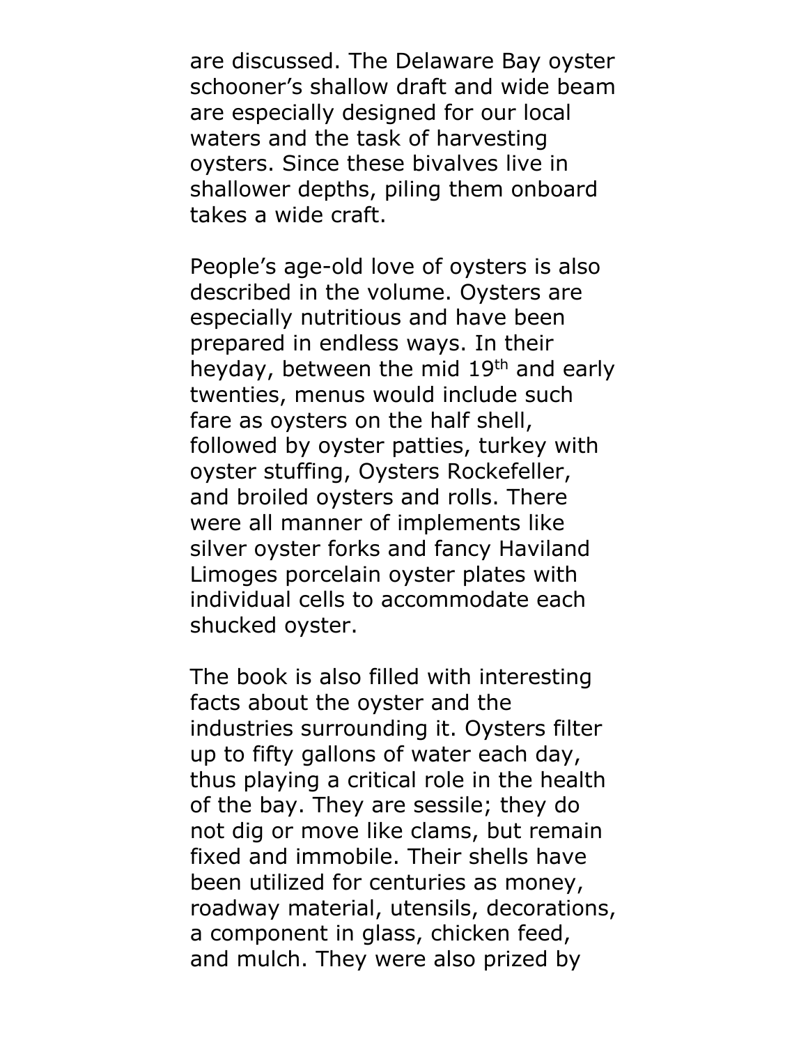are discussed. The Delaware Bay oyster schooner's shallow draft and wide beam are especially designed for our local waters and the task of harvesting oysters. Since these bivalves live in shallower depths, piling them onboard takes a wide craft.

People's age-old love of oysters is also described in the volume. Oysters are especially nutritious and have been prepared in endless ways. In their heyday, between the mid 19th and early twenties, menus would include such fare as oysters on the half shell, followed by oyster patties, turkey with oyster stuffing, Oysters Rockefeller, and broiled oysters and rolls. There were all manner of implements like silver oyster forks and fancy Haviland Limoges porcelain oyster plates with individual cells to accommodate each shucked oyster.

The book is also filled with interesting facts about the oyster and the industries surrounding it. Oysters filter up to fifty gallons of water each day, thus playing a critical role in the health of the bay. They are sessile; they do not dig or move like clams, but remain fixed and immobile. Their shells have been utilized for centuries as money, roadway material, utensils, decorations, a component in glass, chicken feed, and mulch. They were also prized by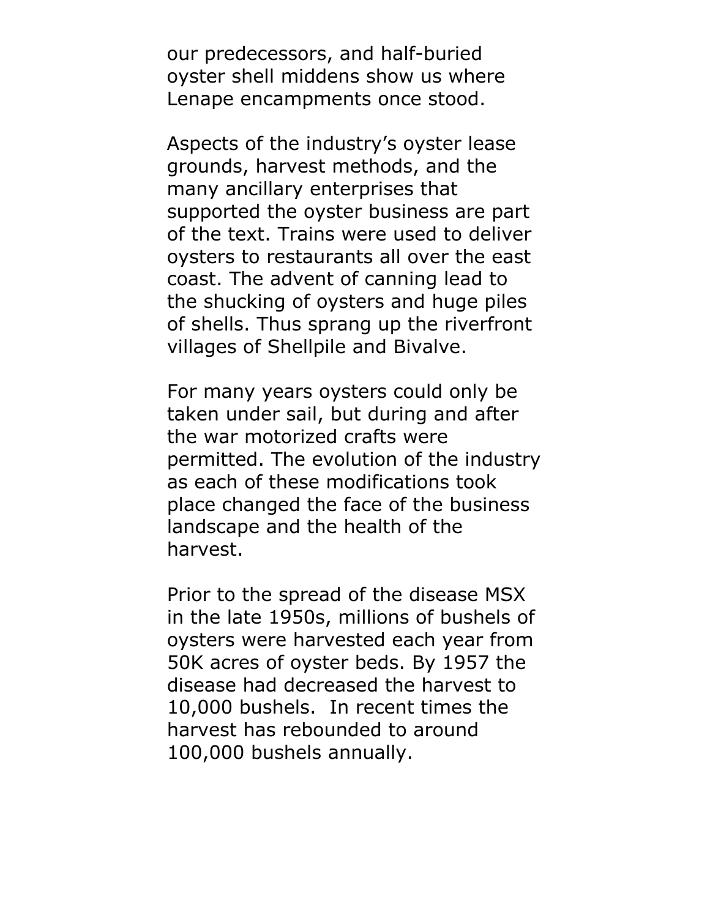our predecessors, and half-buried oyster shell middens show us where Lenape encampments once stood.

Aspects of the industry's oyster lease grounds, harvest methods, and the many ancillary enterprises that supported the oyster business are part of the text. Trains were used to deliver oysters to restaurants all over the east coast. The advent of canning lead to the shucking of oysters and huge piles of shells. Thus sprang up the riverfront villages of Shellpile and Bivalve.

For many years oysters could only be taken under sail, but during and after the war motorized crafts were permitted. The evolution of the industry as each of these modifications took place changed the face of the business landscape and the health of the harvest.

Prior to the spread of the disease MSX in the late 1950s, millions of bushels of oysters were harvested each year from 50K acres of oyster beds. By 1957 the disease had decreased the harvest to 10,000 bushels. In recent times the harvest has rebounded to around 100,000 bushels annually.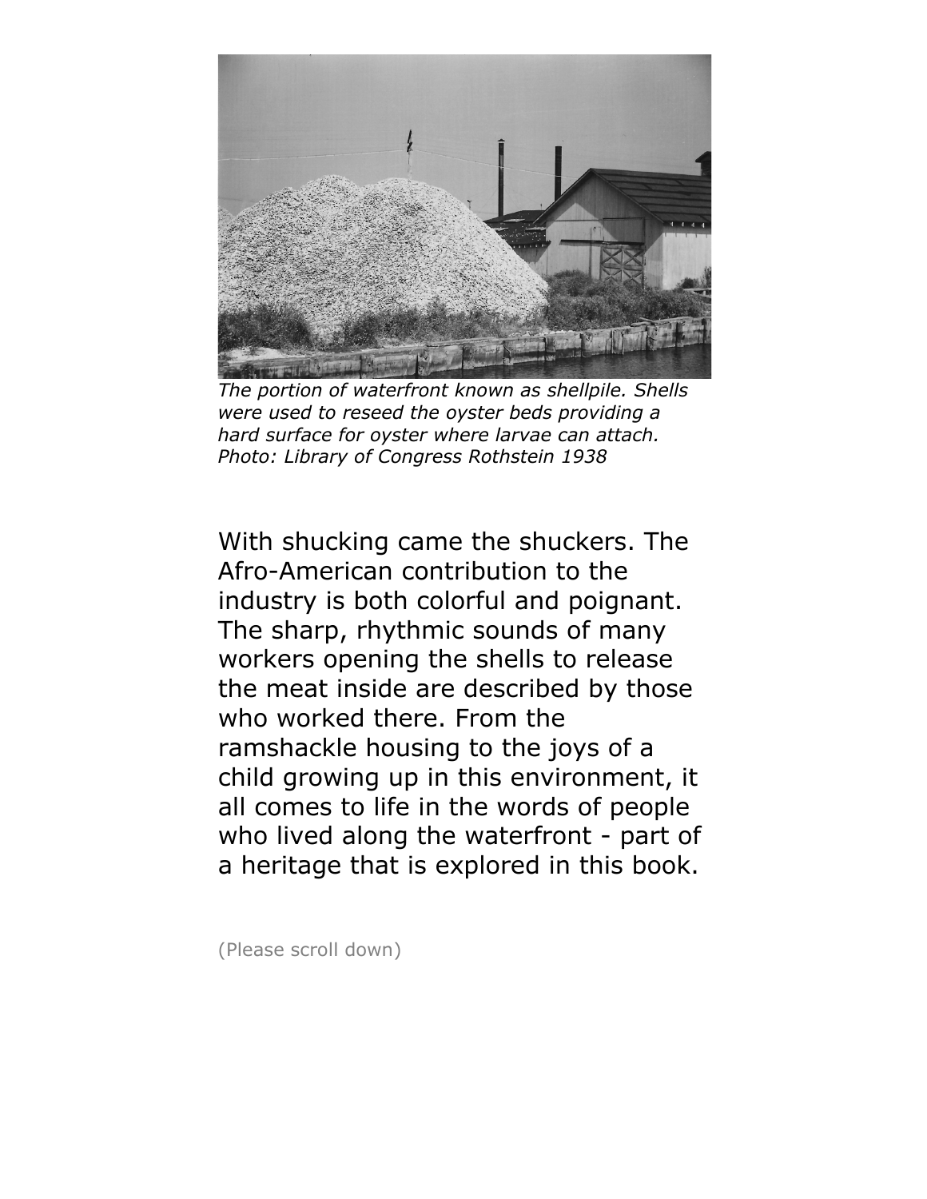*The portion of waterfront known as shellpile. Shells were used to reseed the oyster beds providing a hard surface for oyster where larvae can attach. Photo: Library of Congress Rothstein 1938*

With shucking came the shuckers. The Afro-American contribution to the industry is both colorful and poignant. The sharp, rhythmic sounds of many workers opening the shells to release the meat inside are described by those who worked there. From the ramshackle housing to the joys of a child growing up in this environment, it all comes to life in the words of people who lived along the waterfront - part of a heritage that is explored in this book.

(Please scroll down)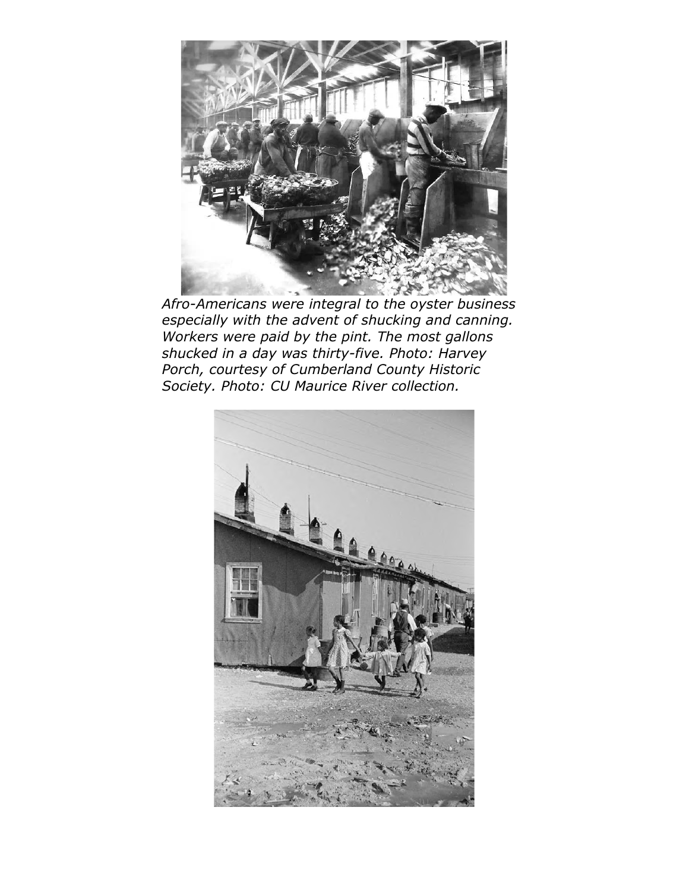*Afro-Americans were integral to the oyster business especially with the advent of shucking and canning. Workers were paid by the pint. The most gallons shucked in a day was thirty-five. Photo: Harvey Porch, courtesy of Cumberland County Historic Society. Photo: CU Maurice River collection.*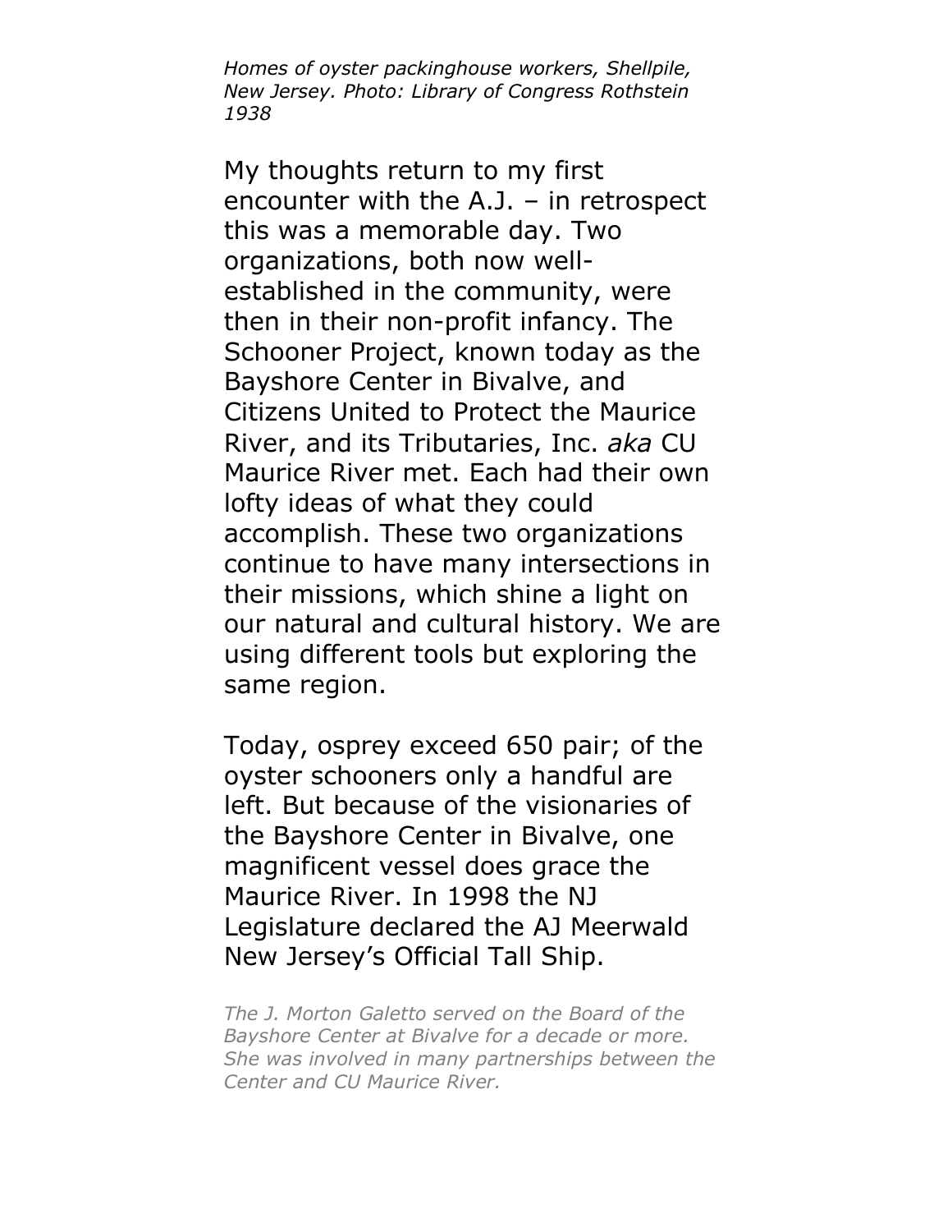*Homes of oyster packinghouse workers, Shellpile, New Jersey. Photo: Library of Congress Rothstein 1938*

My thoughts return to my first encounter with the A.J. – in retrospect this was a memorable day. Two organizations, both now well-established in the community, were then in their non-profit infancy. The Schooner Project, known today as the Bayshore Center in Bivalve, and Citizens United to Protect the Maurice River, and its Tributaries, Inc. *aka* CU Maurice River met. Each had their own lofty ideas of what they could accomplish. These two organizations continue to have many intersections in their missions, which shine a light on our natural and cultural history. We are using different tools but exploring the same region.

Today, osprey exceed 650 pair; of the oyster schooners only a handful are left. But because of the visionaries of the Bayshore Center in Bivalve, one magnificent vessel does grace the Maurice River. In 1998 the NJ Legislature declared the AJ Meerwald New Jersey's Official Tall Ship.

*The J. Morton Galetto served on the Board of the Bayshore Center at Bivalve for a decade or more. She was involved in many partnerships between the Center and CU Maurice River.*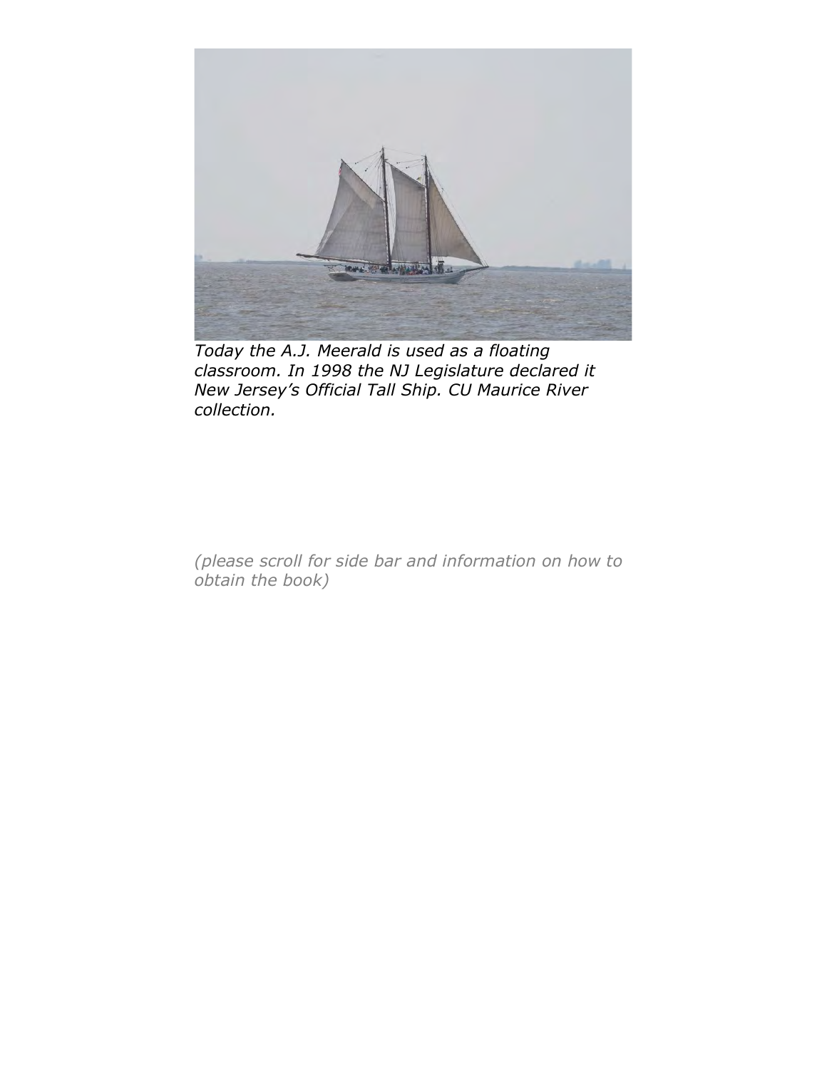*Today the A.J. Meerald is used as a floating classroom. In 1998 the NJ Legislature declared it New Jersey's Official Tall Ship. CU Maurice River collection.*

*(please scroll for side bar and information on how to obtain the book)*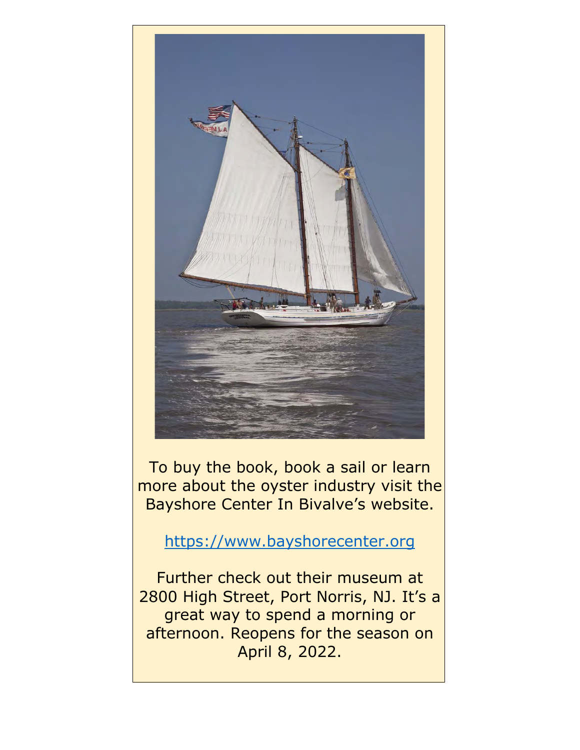To buy the book, book a sail or learn more about the oyster industry visit the Bayshore Center In Bivalve's website.

https://www.bayshorecenter.org

Further check out their museum at 2800 High Street, Port Norris, NJ. It's a great way to spend a morning or afternoon. Reopens for the season on April 8, 2022.